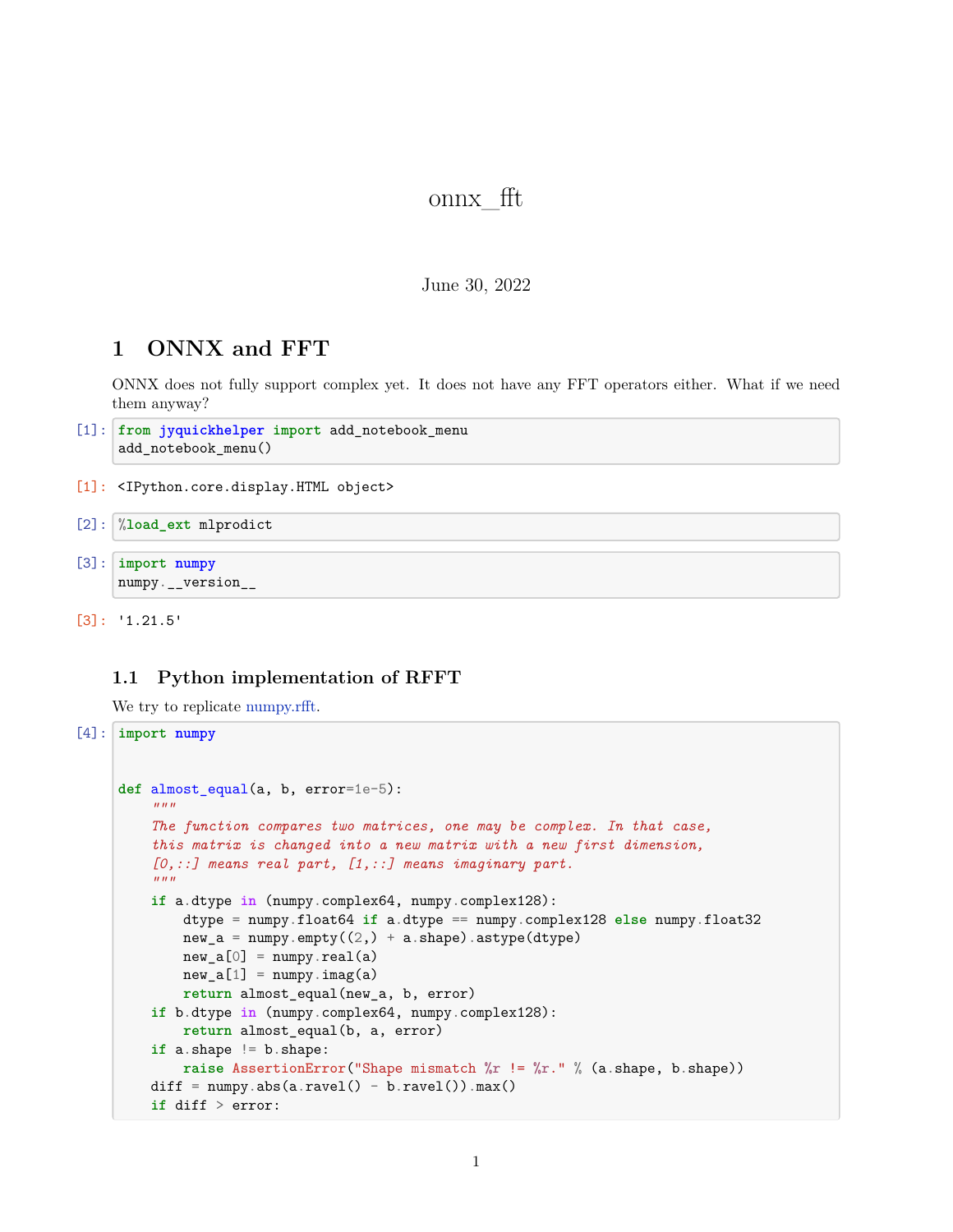# onnx_fft

June 30, 2022

## 1 ONNX and FFT

ONNX does not fully support complex yet. It does not have any FFT operators either. What if we need them anyway?

[1]:
```
from jyquickhelper import add_notebook_menu
add_notebook_menu()
```

[1]: `<IPython.core.display.HTML object>`

[2]:
```
%load_ext mlprodict
```

[3]:
```
import numpy
numpy.__version__
```

[3]: `'1.21.5'`

### 1.1 Python implementation of RFFT

We try to replicate numpy.rfft.

[4]:
```
import numpy


def almost_equal(a, b, error=1e-5):
    """
    The function compares two matrices, one may be complex. In that case,
    this matrix is changed into a new matrix with a new first dimension,
    [0,::] means real part, [1,::] means imaginary part.
    """
    if a.dtype in (numpy.complex64, numpy.complex128):
        dtype = numpy.float64 if a.dtype == numpy.complex128 else numpy.float32
        new_a = numpy.empty((2,) + a.shape).astype(dtype)
        new_a[0] = numpy.real(a)
        new_a[1] = numpy.imag(a)
        return almost_equal(new_a, b, error)
    if b.dtype in (numpy.complex64, numpy.complex128):
        return almost_equal(b, a, error)
    if a.shape != b.shape:
        raise AssertionError("Shape mismatch %r != %r." % (a.shape, b.shape))
    diff = numpy.abs(a.ravel() - b.ravel()).max()
    if diff > error:
```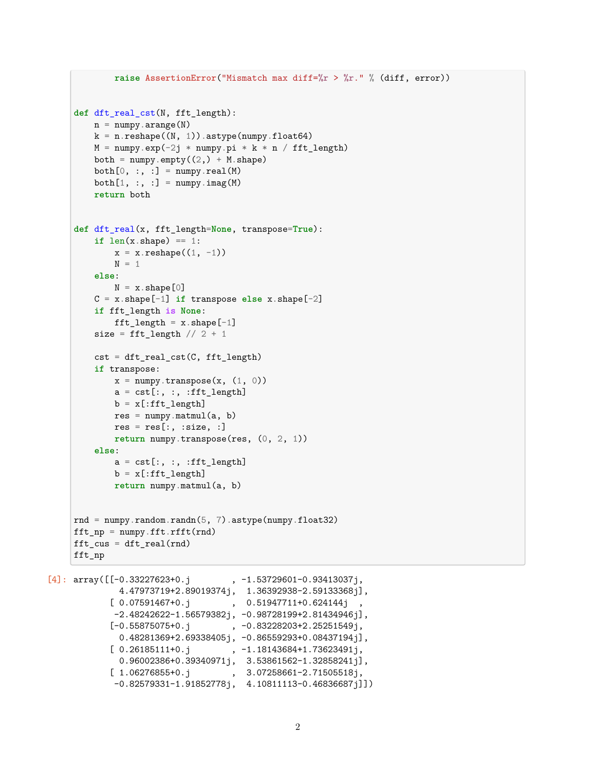```python
        raise AssertionError("Mismatch max diff=%r > %r." % (diff, error))


def dft_real_cst(N, fft_length):
    n = numpy.arange(N)
    k = n.reshape((N, 1)).astype(numpy.float64)
    M = numpy.exp(-2j * numpy.pi * k * n / fft_length)
    both = numpy.empty((2,) + M.shape)
    both[0, :, :] = numpy.real(M)
    both[1, :, :] = numpy.imag(M)
    return both


def dft_real(x, fft_length=None, transpose=True):
    if len(x.shape) == 1:
        x = x.reshape((1, -1))
        N = 1
    else:
        N = x.shape[0]
    C = x.shape[-1] if transpose else x.shape[-2]
    if fft_length is None:
        fft_length = x.shape[-1]
    size = fft_length // 2 + 1

    cst = dft_real_cst(C, fft_length)
    if transpose:
        x = numpy.transpose(x, (1, 0))
        a = cst[:, :, :fft_length]
        b = x[:fft_length]
        res = numpy.matmul(a, b)
        res = res[:, :size, :]
        return numpy.transpose(res, (0, 2, 1))
    else:
        a = cst[:, :, :fft_length]
        b = x[:fft_length]
        return numpy.matmul(a, b)


rnd = numpy.random.randn(5, 7).astype(numpy.float32)
fft_np = numpy.fft.rfft(rnd)
fft_cus = dft_real(rnd)
fft_np
```

[4]:
```
array([[-0.33227623+0.j        , -1.53729601-0.93413037j,
         4.47973719+2.89019374j,  1.36392938-2.59133368j],
       [ 0.07591467+0.j        ,  0.51947711+0.624144j  ,
        -2.48242622-1.56579382j, -0.98728199+2.81434946j],
       [-0.55875075+0.j        , -0.83228203+2.25251549j,
         0.48281369+2.69338405j, -0.86559293+0.08437194j],
       [ 0.26185111+0.j        , -1.18143684+1.73623491j,
         0.96002386+0.39340971j,  3.53861562-1.32858241j],
       [ 1.06276855+0.j        ,  3.07258661-2.71505518j,
        -0.82579331-1.91852778j,  4.10811113-0.46836687j]])
```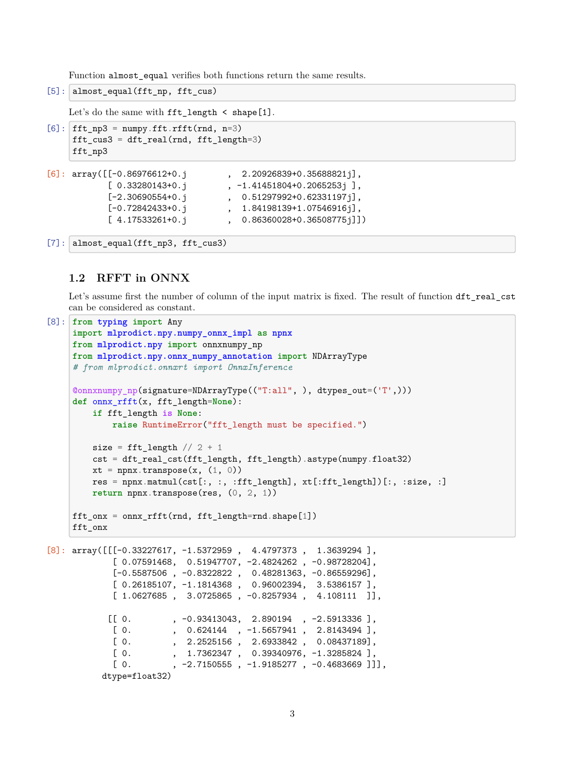Function `almost_equal` verifies both functions return the same results.

```
[5]: almost_equal(fft_np, fft_cus)
```

Let's do the same with `fft_length < shape[1]`.

```
[6]: fft_np3 = numpy.fft.rfft(rnd, n=3)
     fft_cus3 = dft_real(rnd, fft_length=3)
     fft_np3
```

```
[6]: array([[-0.86976612+0.j        ,  2.20926839+0.35688821j],
            [ 0.33280143+0.j        , -1.41451804+0.2065253j ],
            [-2.30690554+0.j        ,  0.51297992+0.62331197j],
            [-0.72842433+0.j        ,  1.84198139+1.07546916j],
            [ 4.17533261+0.j        ,  0.86360028+0.36508775j]])
```

```
[7]: almost_equal(fft_np3, fft_cus3)
```

## 1.2 RFFT in ONNX

Let's assume first the number of column of the input matrix is fixed. The result of function `dft_real_cst` can be considered as constant.

```
[8]: from typing import Any
     import mlprodict.npy.numpy_onnx_impl as npnx
     from mlprodict.npy import onnxnumpy_np
     from mlprodict.npy.onnx_numpy_annotation import NDArrayType
     # from mlprodict.onnxrt import OnnxInference

     @onnxnumpy_np(signature=NDArrayType(("T:all", ), dtypes_out=('T',)))
     def onnx_rfft(x, fft_length=None):
         if fft_length is None:
             raise RuntimeError("fft_length must be specified.")

         size = fft_length // 2 + 1
         cst = dft_real_cst(fft_length, fft_length).astype(numpy.float32)
         xt = npnx.transpose(x, (1, 0))
         res = npnx.matmul(cst[:, :, :fft_length], xt[:fft_length])[:, :size, :]
         return npnx.transpose(res, (0, 2, 1))

     fft_onx = onnx_rfft(rnd, fft_length=rnd.shape[1])
     fft_onx
```

```
[8]: array([[[-0.33227617, -1.5372959 ,  4.4797373 ,  1.3639294 ],
             [ 0.07591468,  0.51947707, -2.4824262 , -0.98728204],
             [-0.5587506 , -0.8322822 ,  0.48281363, -0.86559296],
             [ 0.26185107, -1.1814368 ,  0.96002394,  3.5386157 ],
             [ 1.0627685 ,  3.0725865 , -0.8257934 ,  4.108111  ]],

            [[ 0.        , -0.93413043,  2.890194  , -2.5913336 ],
             [ 0.        ,  0.624144  , -1.5657941 ,  2.8143494 ],
             [ 0.        ,  2.2525156 ,  2.6933842 ,  0.08437189],
             [ 0.        ,  1.7362347 ,  0.39340976, -1.3285824 ],
             [ 0.        , -2.7150555 , -1.9185277 , -0.4683669 ]]],
           dtype=float32)
```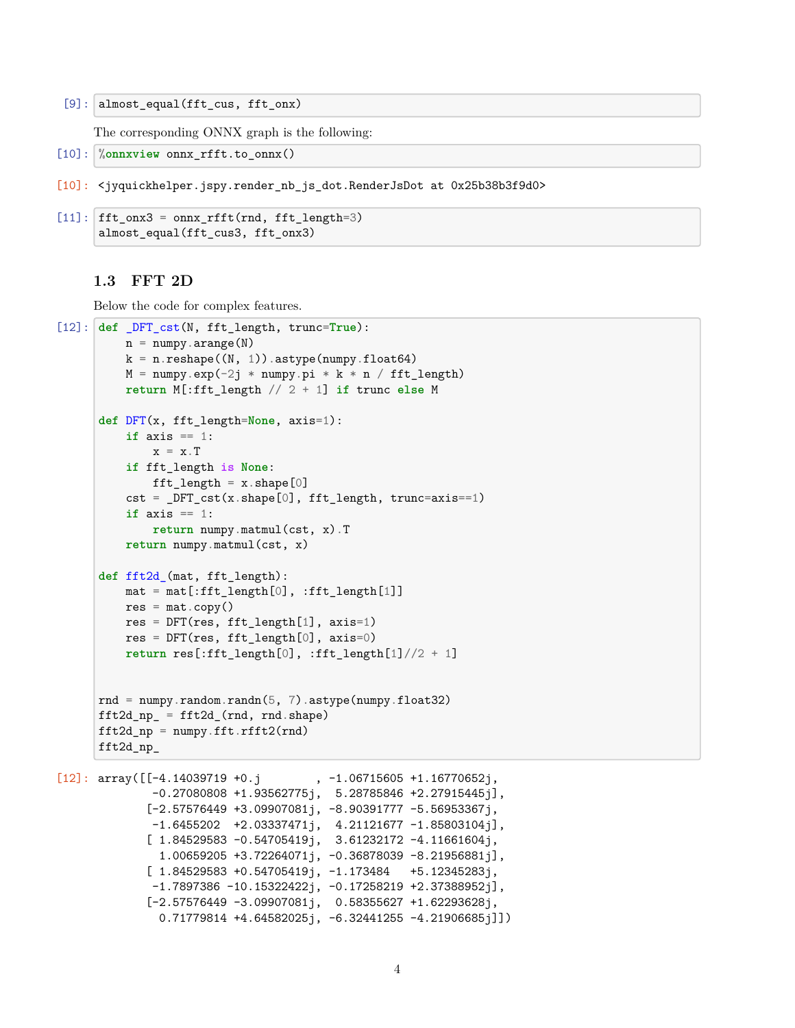```
[9]: almost_equal(fft_cus, fft_onx)
```

The corresponding ONNX graph is the following:

```
[10]: %onnxview onnx_rfft.to_onnx()
```

```
[10]: <jyquickhelper.jspy.render_nb_js_dot.RenderJsDot at 0x25b38b3f9d0>
```

```
[11]: fft_onx3 = onnx_rfft(rnd, fft_length=3)
      almost_equal(fft_cus3, fft_onx3)
```

## 1.3 FFT 2D

Below the code for complex features.

```
[12]: def _DFT_cst(N, fft_length, trunc=True):
          n = numpy.arange(N)
          k = n.reshape((N, 1)).astype(numpy.float64)
          M = numpy.exp(-2j * numpy.pi * k * n / fft_length)
          return M[:fft_length // 2 + 1] if trunc else M

      def DFT(x, fft_length=None, axis=1):
          if axis == 1:
              x = x.T
          if fft_length is None:
              fft_length = x.shape[0]
          cst = _DFT_cst(x.shape[0], fft_length, trunc=axis==1)
          if axis == 1:
              return numpy.matmul(cst, x).T
          return numpy.matmul(cst, x)

      def fft2d_(mat, fft_length):
          mat = mat[:fft_length[0], :fft_length[1]]
          res = mat.copy()
          res = DFT(res, fft_length[1], axis=1)
          res = DFT(res, fft_length[0], axis=0)
          return res[:fft_length[0], :fft_length[1]//2 + 1]


      rnd = numpy.random.randn(5, 7).astype(numpy.float32)
      fft2d_np_ = fft2d_(rnd, rnd.shape)
      fft2d_np = numpy.fft.rfft2(rnd)
      fft2d_np_
```

```
[12]: array([[-4.14039719 +0.j        , -1.06715605 +1.16770652j,
              -0.27080808 +1.93562775j,  5.28785846 +2.27915445j],
             [-2.57576449 +3.09907081j, -8.90391777 -5.56953367j,
              -1.6455202  +2.03337471j,  4.21121677 -1.85803104j],
             [ 1.84529583 -0.54705419j,  3.61232172 -4.11661604j,
               1.00659205 +3.72264071j, -0.36878039 -8.21956881j],
             [ 1.84529583 +0.54705419j, -1.173484   +5.12345283j,
              -1.7897386 -10.15322422j, -0.17258219 +2.37388952j],
             [-2.57576449 -3.09907081j,  0.58355627 +1.62293628j,
               0.71779814 +4.64582025j, -6.32441255 -4.21906685j]])
```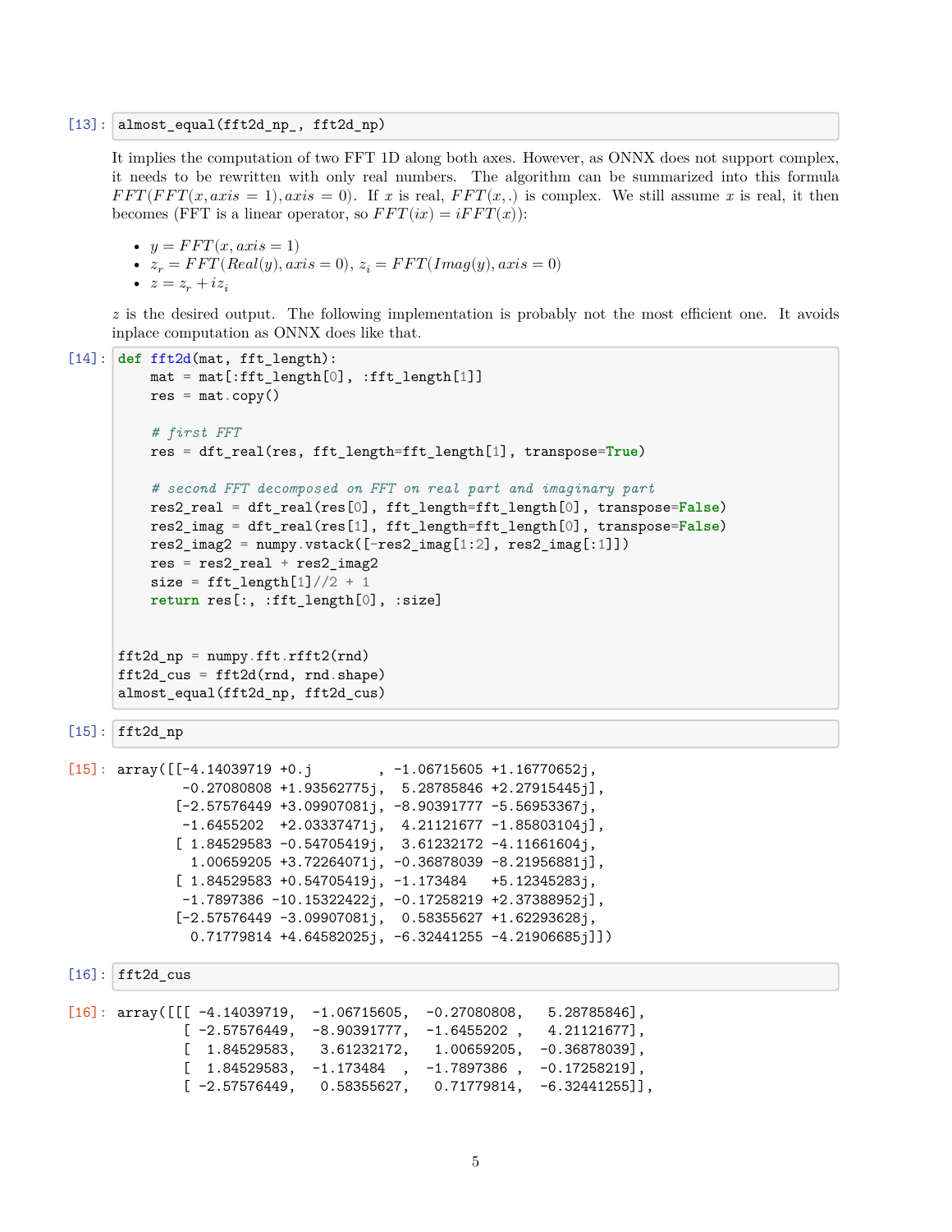```
[13]: almost_equal(fft2d_np_, fft2d_np)
```

It implies the computation of two FFT 1D along both axes. However, as ONNX does not support complex, it needs to be rewritten with only real numbers. The algorithm can be summarized into this formula $FFT(FFT(x, axis=1), axis=0)$. If $x$ is real, $FFT(x, .)$ is complex. We still assume $x$ is real, it then becomes (FFT is a linear operator, so $FFT(ix) = iFFT(x)$):

- $y = FFT(x, axis=1)$
- $z_r = FFT(Real(y), axis=0)$, $z_i = FFT(Imag(y), axis=0)$
- $z = z_r + iz_i$

$z$ is the desired output. The following implementation is probably not the most efficient one. It avoids inplace computation as ONNX does like that.

```
[14]: def fft2d(mat, fft_length):
          mat = mat[:fft_length[0], :fft_length[1]]
          res = mat.copy()

          # first FFT
          res = dft_real(res, fft_length=fft_length[1], transpose=True)

          # second FFT decomposed on FFT on real part and imaginary part
          res2_real = dft_real(res[0], fft_length=fft_length[0], transpose=False)
          res2_imag = dft_real(res[1], fft_length=fft_length[0], transpose=False)
          res2_imag2 = numpy.vstack([-res2_imag[1:2], res2_imag[:1]])
          res = res2_real + res2_imag2
          size = fft_length[1]//2 + 1
          return res[:, :fft_length[0], :size]


      fft2d_np = numpy.fft.rfft2(rnd)
      fft2d_cus = fft2d(rnd, rnd.shape)
      almost_equal(fft2d_np, fft2d_cus)
```

```
[15]: fft2d_np
```

```
[15]: array([[-4.14039719 +0.j        , -1.06715605 +1.16770652j,
              -0.27080808 +1.93562775j,  5.28785846 +2.27915445j],
             [-2.57576449 +3.09907081j, -8.90391777 -5.56953367j,
              -1.6455202  +2.03337471j,  4.21121677 -1.85803104j],
             [ 1.84529583 -0.54705419j,  3.61232172 -4.11661604j,
               1.00659205 +3.72264071j, -0.36878039 -8.21956881j],
             [ 1.84529583 +0.54705419j, -1.173484   +5.12345283j,
              -1.7897386 -10.15322422j, -0.17258219 +2.37388952j],
             [-2.57576449 -3.09907081j,  0.58355627 +1.62293628j,
               0.71779814 +4.64582025j, -6.32441255 -4.21906685j]])
```

```
[16]: fft2d_cus
```

```
[16]: array([[[ -4.14039719,  -1.06715605,  -0.27080808,   5.28785846],
              [ -2.57576449,  -8.90391777,  -1.6455202 ,   4.21121677],
              [  1.84529583,   3.61232172,   1.00659205,  -0.36878039],
              [  1.84529583,  -1.173484  ,  -1.7897386 ,  -0.17258219],
              [ -2.57576449,   0.58355627,   0.71779814,  -6.32441255]],
```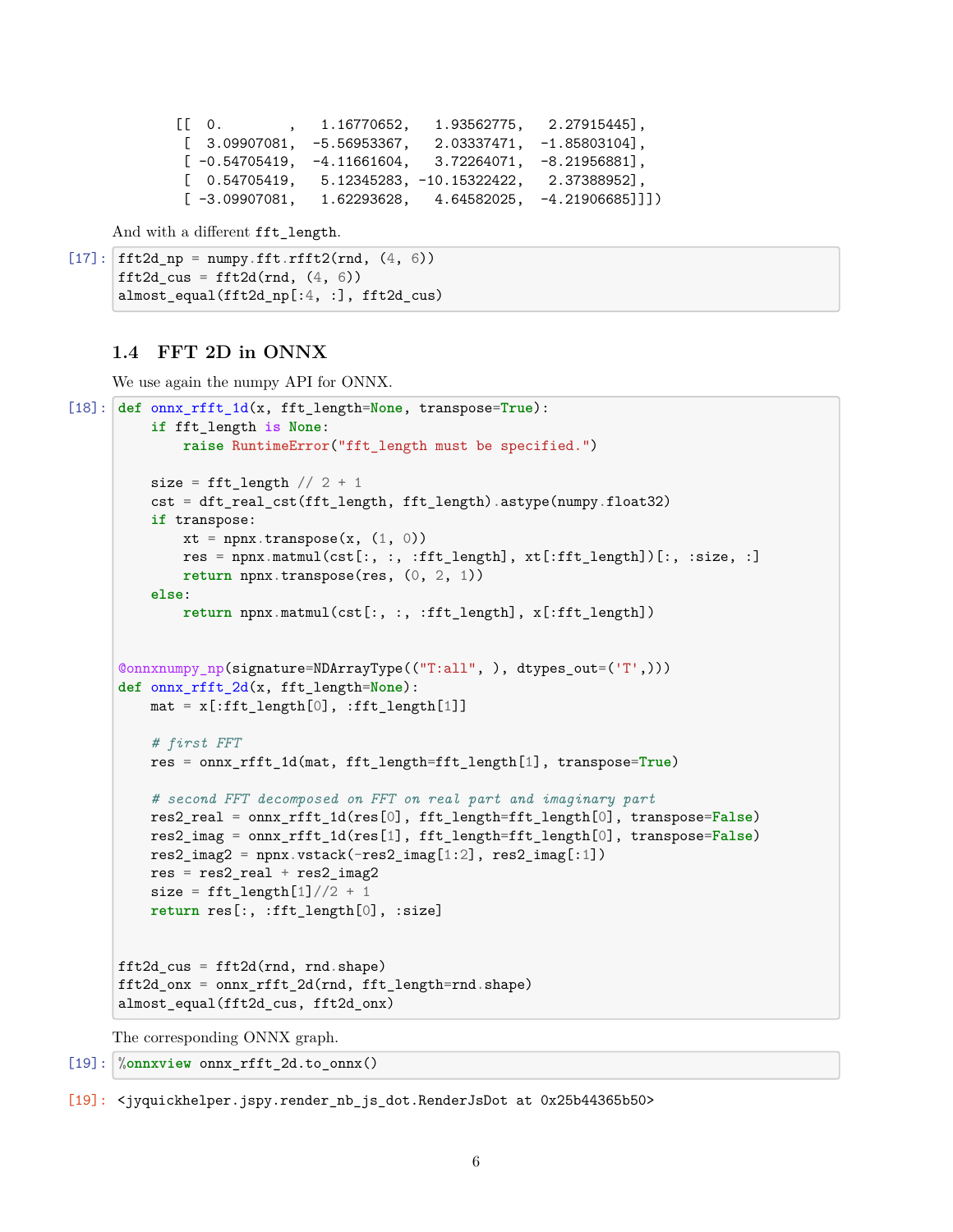```
[[ 0.        ,  1.16770652,  1.93562775,  2.27915445],
 [ 3.09907081, -5.56953367,  2.03337471, -1.85803104],
 [-0.54705419, -4.11661604,  3.72264071, -8.21956881],
 [ 0.54705419,  5.12345283, -10.15322422,  2.37388952],
 [-3.09907081,  1.62293628,  4.64582025, -4.21906685]]])
```

And with a different `fft_length`.

```
[17]: fft2d_np = numpy.fft.rfft2(rnd, (4, 6))
      fft2d_cus = fft2d(rnd, (4, 6))
      almost_equal(fft2d_np[:4, :], fft2d_cus)
```

### 1.4 FFT 2D in ONNX

We use again the numpy API for ONNX.

```
[18]: def onnx_rfft_1d(x, fft_length=None, transpose=True):
          if fft_length is None:
              raise RuntimeError("fft_length must be specified.")

          size = fft_length // 2 + 1
          cst = dft_real_cst(fft_length, fft_length).astype(numpy.float32)
          if transpose:
              xt = npnx.transpose(x, (1, 0))
              res = npnx.matmul(cst[:, :, :fft_length], xt[:fft_length])[:, :size, :]
              return npnx.transpose(res, (0, 2, 1))
          else:
              return npnx.matmul(cst[:, :, :fft_length], x[:fft_length])


      @onnxnumpy_np(signature=NDArrayType(("T:all", ), dtypes_out=('T',)))
      def onnx_rfft_2d(x, fft_length=None):
          mat = x[:fft_length[0], :fft_length[1]]

          # first FFT
          res = onnx_rfft_1d(mat, fft_length=fft_length[1], transpose=True)

          # second FFT decomposed on FFT on real part and imaginary part
          res2_real = onnx_rfft_1d(res[0], fft_length=fft_length[0], transpose=False)
          res2_imag = onnx_rfft_1d(res[1], fft_length=fft_length[0], transpose=False)
          res2_imag2 = npnx.vstack(-res2_imag[1:2], res2_imag[:1])
          res = res2_real + res2_imag2
          size = fft_length[1]//2 + 1
          return res[:, :fft_length[0], :size]


      fft2d_cus = fft2d(rnd, rnd.shape)
      fft2d_onx = onnx_rfft_2d(rnd, fft_length=rnd.shape)
      almost_equal(fft2d_cus, fft2d_onx)
```

The corresponding ONNX graph.

```
[19]: %onnxview onnx_rfft_2d.to_onnx()
```

```
[19]: <jyquickhelper.jspy.render_nb_js_dot.RenderJsDot at 0x25b44365b50>
```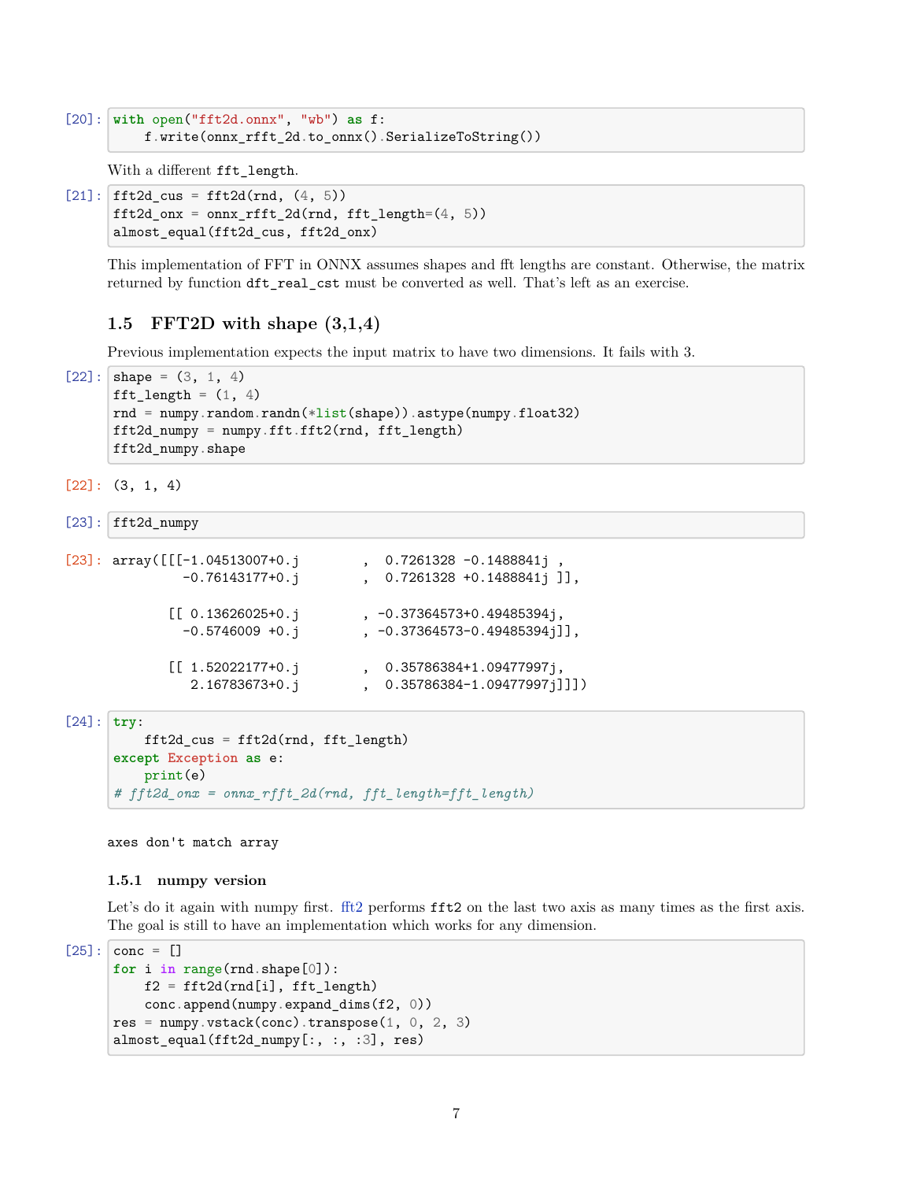```
[20]: with open("fft2d.onnx", "wb") as f:
          f.write(onnx_rfft_2d.to_onnx().SerializeToString())
```

With a different `fft_length`.

```
[21]: fft2d_cus = fft2d(rnd, (4, 5))
      fft2d_onx = onnx_rfft_2d(rnd, fft_length=(4, 5))
      almost_equal(fft2d_cus, fft2d_onx)
```

This implementation of FFT in ONNX assumes shapes and fft lengths are constant. Otherwise, the matrix returned by function `dft_real_cst` must be converted as well. That's left as an exercise.

## 1.5 FFT2D with shape (3,1,4)

Previous implementation expects the input matrix to have two dimensions. It fails with 3.

```
[22]: shape = (3, 1, 4)
      fft_length = (1, 4)
      rnd = numpy.random.randn(*list(shape)).astype(numpy.float32)
      fft2d_numpy = numpy.fft.fft2(rnd, fft_length)
      fft2d_numpy.shape
```

```
[22]: (3, 1, 4)
```

```
[23]: fft2d_numpy
```

```
[23]: array([[[-1.04513007+0.j        ,  0.7261328 -0.1488841j ,
              -0.76143177+0.j        ,  0.7261328 +0.1488841j ]],

            [[ 0.13626025+0.j        , -0.37364573+0.49485394j,
              -0.5746009 +0.j        , -0.37364573-0.49485394j]],

            [[ 1.52022177+0.j        ,  0.35786384+1.09477997j,
               2.16783673+0.j        ,  0.35786384-1.09477997j]]])
```

```
[24]: try:
          fft2d_cus = fft2d(rnd, fft_length)
      except Exception as e:
          print(e)
      # fft2d_onx = onnx_rfft_2d(rnd, fft_length=fft_length)
```

```
axes don't match array
```

### 1.5.1 numpy version

Let's do it again with numpy first. fft2 performs `fft2` on the last two axis as many times as the first axis. The goal is still to have an implementation which works for any dimension.

```
[25]: conc = []
      for i in range(rnd.shape[0]):
          f2 = fft2d(rnd[i], fft_length)
          conc.append(numpy.expand_dims(f2, 0))
      res = numpy.vstack(conc).transpose(1, 0, 2, 3)
      almost_equal(fft2d_numpy[:, :, :3], res)
```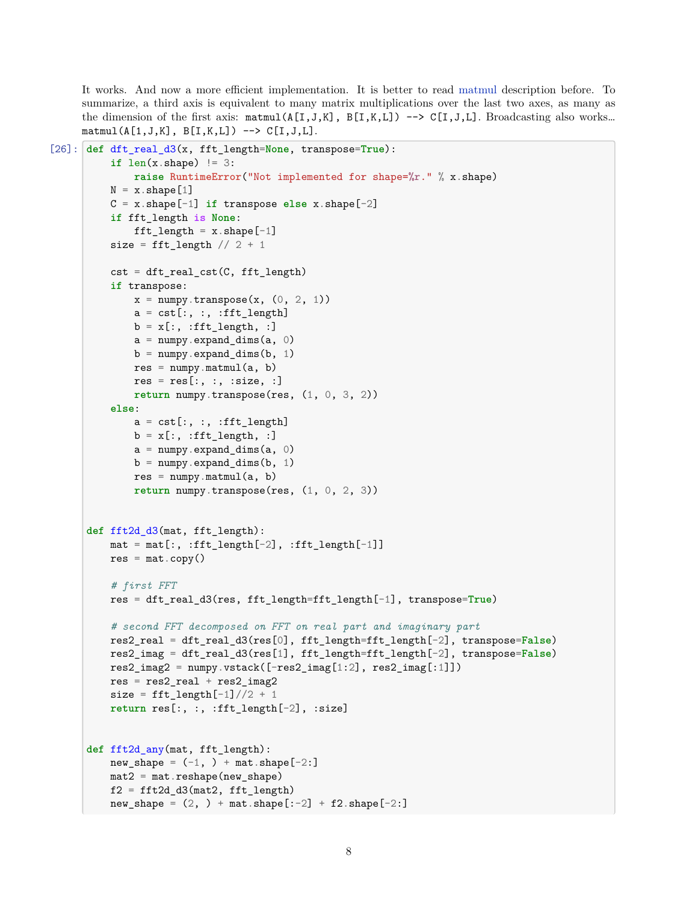It works. And now a more efficient implementation. It is better to read matmul description before. To summarize, a third axis is equivalent to many matrix multiplications over the last two axes, as many as the dimension of the first axis: `matmul(A[I,J,K], B[I,K,L]) --> C[I,J,L]`. Broadcasting also works... `matmul(A[1,J,K], B[I,K,L]) --> C[I,J,L]`.

[26]:

```python
def dft_real_d3(x, fft_length=None, transpose=True):
    if len(x.shape) != 3:
        raise RuntimeError("Not implemented for shape=%r." % x.shape)
    N = x.shape[1]
    C = x.shape[-1] if transpose else x.shape[-2]
    if fft_length is None:
        fft_length = x.shape[-1]
    size = fft_length // 2 + 1

    cst = dft_real_cst(C, fft_length)
    if transpose:
        x = numpy.transpose(x, (0, 2, 1))
        a = cst[:, :, :fft_length]
        b = x[:, :fft_length, :]
        a = numpy.expand_dims(a, 0)
        b = numpy.expand_dims(b, 1)
        res = numpy.matmul(a, b)
        res = res[:, :, :size, :]
        return numpy.transpose(res, (1, 0, 3, 2))
    else:
        a = cst[:, :, :fft_length]
        b = x[:, :fft_length, :]
        a = numpy.expand_dims(a, 0)
        b = numpy.expand_dims(b, 1)
        res = numpy.matmul(a, b)
        return numpy.transpose(res, (1, 0, 2, 3))


def fft2d_d3(mat, fft_length):
    mat = mat[:, :fft_length[-2], :fft_length[-1]]
    res = mat.copy()

    # first FFT
    res = dft_real_d3(res, fft_length=fft_length[-1], transpose=True)

    # second FFT decomposed on FFT on real part and imaginary part
    res2_real = dft_real_d3(res[0], fft_length=fft_length[-2], transpose=False)
    res2_imag = dft_real_d3(res[1], fft_length=fft_length[-2], transpose=False)
    res2_imag2 = numpy.vstack([-res2_imag[1:2], res2_imag[:1]])
    res = res2_real + res2_imag2
    size = fft_length[-1]//2 + 1
    return res[:, :, :fft_length[-2], :size]


def fft2d_any(mat, fft_length):
    new_shape = (-1, ) + mat.shape[-2:]
    mat2 = mat.reshape(new_shape)
    f2 = fft2d_d3(mat2, fft_length)
    new_shape = (2, ) + mat.shape[:-2] + f2.shape[-2:]
```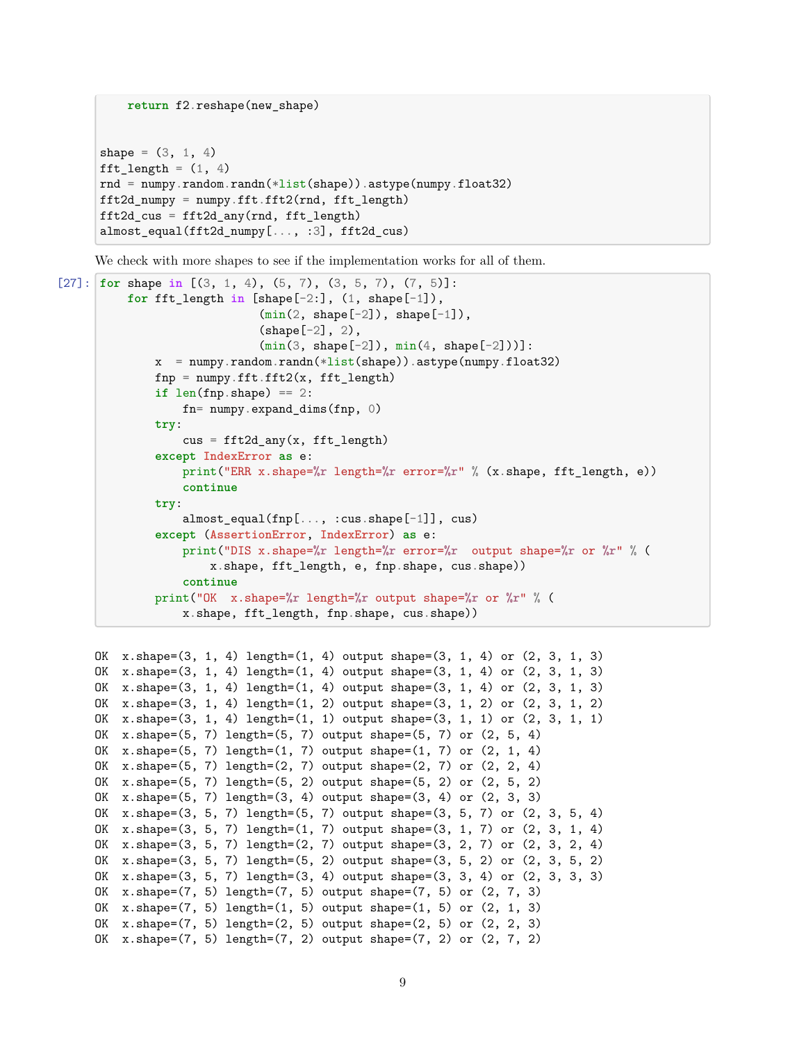```python
    return f2.reshape(new_shape)


shape = (3, 1, 4)
fft_length = (1, 4)
rnd = numpy.random.randn(*list(shape)).astype(numpy.float32)
fft2d_numpy = numpy.fft.fft2(rnd, fft_length)
fft2d_cus = fft2d_any(rnd, fft_length)
almost_equal(fft2d_numpy[..., :3], fft2d_cus)
```

We check with more shapes to see if the implementation works for all of them.

```python
for shape in [(3, 1, 4), (5, 7), (3, 5, 7), (7, 5)]:
    for fft_length in [shape[-2:], (1, shape[-1]),
                       (min(2, shape[-2]), shape[-1]),
                       (shape[-2], 2),
                       (min(3, shape[-2]), min(4, shape[-2]))]:
        x  = numpy.random.randn(*list(shape)).astype(numpy.float32)
        fnp = numpy.fft.fft2(x, fft_length)
        if len(fnp.shape) == 2:
            fn= numpy.expand_dims(fnp, 0)
        try:
            cus = fft2d_any(x, fft_length)
        except IndexError as e:
            print("ERR x.shape=%r length=%r error=%r" % (x.shape, fft_length, e))
            continue
        try:
            almost_equal(fnp[..., :cus.shape[-1]], cus)
        except (AssertionError, IndexError) as e:
            print("DIS x.shape=%r length=%r error=%r  output shape=%r or %r" % (
                x.shape, fft_length, e, fnp.shape, cus.shape))
            continue
        print("OK  x.shape=%r length=%r output shape=%r or %r" % (
            x.shape, fft_length, fnp.shape, cus.shape))
```

```
OK  x.shape=(3, 1, 4) length=(1, 4) output shape=(3, 1, 4) or (2, 3, 1, 3)
OK  x.shape=(3, 1, 4) length=(1, 4) output shape=(3, 1, 4) or (2, 3, 1, 3)
OK  x.shape=(3, 1, 4) length=(1, 4) output shape=(3, 1, 4) or (2, 3, 1, 3)
OK  x.shape=(3, 1, 4) length=(1, 2) output shape=(3, 1, 2) or (2, 3, 1, 2)
OK  x.shape=(3, 1, 4) length=(1, 1) output shape=(3, 1, 1) or (2, 3, 1, 1)
OK  x.shape=(5, 7) length=(5, 7) output shape=(5, 7) or (2, 5, 4)
OK  x.shape=(5, 7) length=(1, 7) output shape=(1, 7) or (2, 1, 4)
OK  x.shape=(5, 7) length=(2, 7) output shape=(2, 7) or (2, 2, 4)
OK  x.shape=(5, 7) length=(5, 2) output shape=(5, 2) or (2, 5, 2)
OK  x.shape=(5, 7) length=(3, 4) output shape=(3, 4) or (2, 3, 3)
OK  x.shape=(3, 5, 7) length=(5, 7) output shape=(3, 5, 7) or (2, 3, 5, 4)
OK  x.shape=(3, 5, 7) length=(1, 7) output shape=(3, 1, 7) or (2, 3, 1, 4)
OK  x.shape=(3, 5, 7) length=(2, 7) output shape=(3, 2, 7) or (2, 3, 2, 4)
OK  x.shape=(3, 5, 7) length=(5, 2) output shape=(3, 5, 2) or (2, 3, 5, 2)
OK  x.shape=(3, 5, 7) length=(3, 4) output shape=(3, 3, 4) or (2, 3, 3, 3)
OK  x.shape=(7, 5) length=(7, 5) output shape=(7, 5) or (2, 7, 3)
OK  x.shape=(7, 5) length=(1, 5) output shape=(1, 5) or (2, 1, 3)
OK  x.shape=(7, 5) length=(2, 5) output shape=(2, 5) or (2, 2, 3)
OK  x.shape=(7, 5) length=(7, 2) output shape=(7, 2) or (2, 7, 2)
```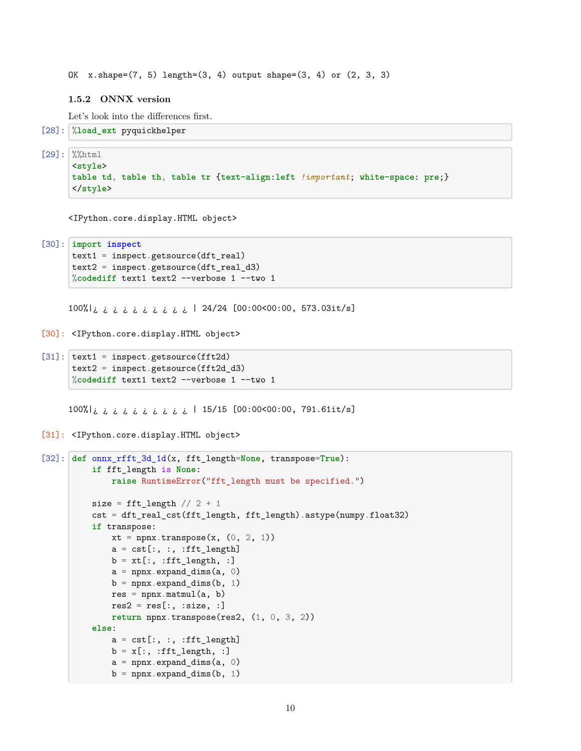```
OK  x.shape=(7, 5) length=(3, 4) output shape=(3, 4) or (2, 3, 3)
```

### 1.5.2 ONNX version

Let's look into the differences first.

[28]:
```
%load_ext pyquickhelper
```

[29]:
```
%%html
<style>
table td, table th, table tr {text-align:left !important; white-space: pre;}
</style>
```

```
<IPython.core.display.HTML object>
```

[30]:
```
import inspect
text1 = inspect.getsource(dft_real)
text2 = inspect.getsource(dft_real_d3)
%codediff text1 text2 --verbose 1 --two 1
```

```
100%|¿ ¿ ¿ ¿ ¿ ¿ ¿ ¿ ¿ ¿ | 24/24 [00:00<00:00, 573.03it/s]
```

[30]:
```
<IPython.core.display.HTML object>
```

[31]:
```
text1 = inspect.getsource(fft2d)
text2 = inspect.getsource(fft2d_d3)
%codediff text1 text2 --verbose 1 --two 1
```

```
100%|¿ ¿ ¿ ¿ ¿ ¿ ¿ ¿ ¿ ¿ | 15/15 [00:00<00:00, 791.61it/s]
```

[31]:
```
<IPython.core.display.HTML object>
```

[32]:
```
def onnx_rfft_3d_1d(x, fft_length=None, transpose=True):
    if fft_length is None:
        raise RuntimeError("fft_length must be specified.")

    size = fft_length // 2 + 1
    cst = dft_real_cst(fft_length, fft_length).astype(numpy.float32)
    if transpose:
        xt = npnx.transpose(x, (0, 2, 1))
        a = cst[:, :, :fft_length]
        b = xt[:, :fft_length, :]
        a = npnx.expand_dims(a, 0)
        b = npnx.expand_dims(b, 1)
        res = npnx.matmul(a, b)
        res2 = res[:, :size, :]
        return npnx.transpose(res2, (1, 0, 3, 2))
    else:
        a = cst[:, :, :fft_length]
        b = x[:, :fft_length, :]
        a = npnx.expand_dims(a, 0)
        b = npnx.expand_dims(b, 1)
```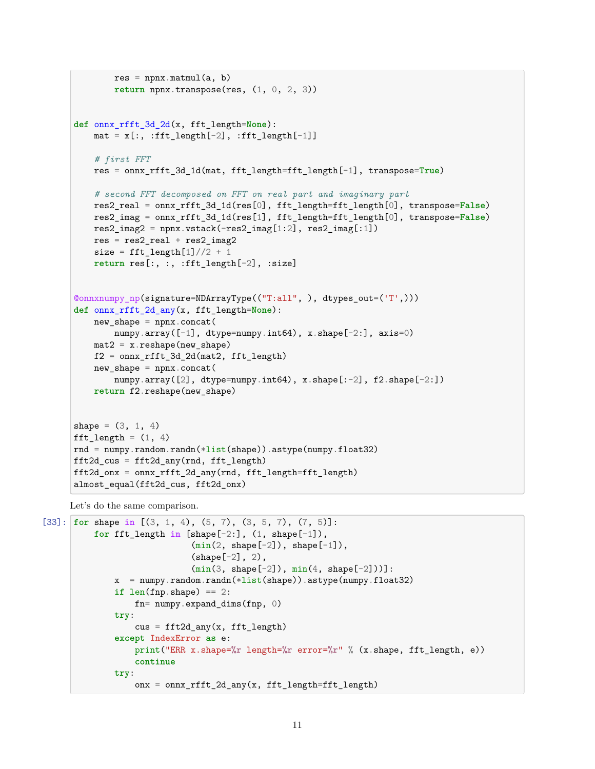```python
        res = npnx.matmul(a, b)
        return npnx.transpose(res, (1, 0, 2, 3))


def onnx_rfft_3d_2d(x, fft_length=None):
    mat = x[:, :fft_length[-2], :fft_length[-1]]

    # first FFT
    res = onnx_rfft_3d_1d(mat, fft_length=fft_length[-1], transpose=True)

    # second FFT decomposed on FFT on real part and imaginary part
    res2_real = onnx_rfft_3d_1d(res[0], fft_length=fft_length[0], transpose=False)
    res2_imag = onnx_rfft_3d_1d(res[1], fft_length=fft_length[0], transpose=False)
    res2_imag2 = npnx.vstack(-res2_imag[1:2], res2_imag[:1])
    res = res2_real + res2_imag2
    size = fft_length[1]//2 + 1
    return res[:, :, :fft_length[-2], :size]


@onnxnumpy_np(signature=NDArrayType(("T:all", ), dtypes_out=('T',)))
def onnx_rfft_2d_any(x, fft_length=None):
    new_shape = npnx.concat(
        numpy.array([-1], dtype=numpy.int64), x.shape[-2:], axis=0)
    mat2 = x.reshape(new_shape)
    f2 = onnx_rfft_3d_2d(mat2, fft_length)
    new_shape = npnx.concat(
        numpy.array([2], dtype=numpy.int64), x.shape[:-2], f2.shape[-2:])
    return f2.reshape(new_shape)


shape = (3, 1, 4)
fft_length = (1, 4)
rnd = numpy.random.randn(*list(shape)).astype(numpy.float32)
fft2d_cus = fft2d_any(rnd, fft_length)
fft2d_onx = onnx_rfft_2d_any(rnd, fft_length=fft_length)
almost_equal(fft2d_cus, fft2d_onx)
```

Let's do the same comparison.

```python
for shape in [(3, 1, 4), (5, 7), (3, 5, 7), (7, 5)]:
    for fft_length in [shape[-2:], (1, shape[-1]),
                       (min(2, shape[-2]), shape[-1]),
                       (shape[-2], 2),
                       (min(3, shape[-2]), min(4, shape[-2]))]:
        x  = numpy.random.randn(*list(shape)).astype(numpy.float32)
        if len(fnp.shape) == 2:
            fn= numpy.expand_dims(fnp, 0)
        try:
            cus = fft2d_any(x, fft_length)
        except IndexError as e:
            print("ERR x.shape=%r length=%r error=%r" % (x.shape, fft_length, e))
            continue
        try:
            onx = onnx_rfft_2d_any(x, fft_length=fft_length)
```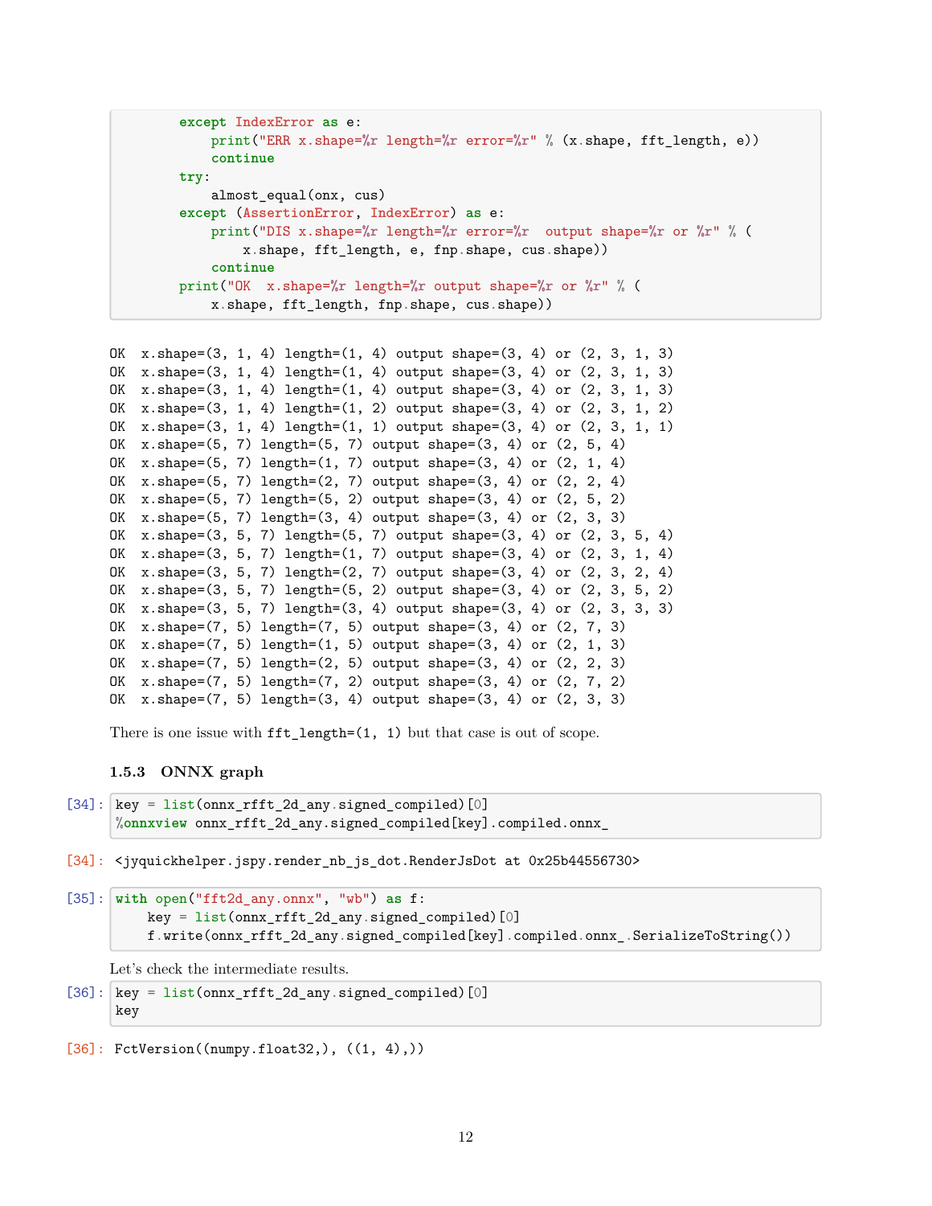```python
        except IndexError as e:
            print("ERR x.shape=%r length=%r error=%r" % (x.shape, fft_length, e))
            continue
        try:
            almost_equal(onx, cus)
        except (AssertionError, IndexError) as e:
            print("DIS x.shape=%r length=%r error=%r  output shape=%r or %r" % (
                x.shape, fft_length, e, fnp.shape, cus.shape))
            continue
        print("OK  x.shape=%r length=%r output shape=%r or %r" % (
            x.shape, fft_length, fnp.shape, cus.shape))
```

```
OK  x.shape=(3, 1, 4) length=(1, 4) output shape=(3, 4) or (2, 3, 1, 3)
OK  x.shape=(3, 1, 4) length=(1, 4) output shape=(3, 4) or (2, 3, 1, 3)
OK  x.shape=(3, 1, 4) length=(1, 4) output shape=(3, 4) or (2, 3, 1, 3)
OK  x.shape=(3, 1, 4) length=(1, 2) output shape=(3, 4) or (2, 3, 1, 2)
OK  x.shape=(3, 1, 4) length=(1, 1) output shape=(3, 4) or (2, 3, 1, 1)
OK  x.shape=(5, 7) length=(5, 7) output shape=(3, 4) or (2, 5, 4)
OK  x.shape=(5, 7) length=(1, 7) output shape=(3, 4) or (2, 1, 4)
OK  x.shape=(5, 7) length=(2, 7) output shape=(3, 4) or (2, 2, 4)
OK  x.shape=(5, 7) length=(5, 2) output shape=(3, 4) or (2, 5, 2)
OK  x.shape=(5, 7) length=(3, 4) output shape=(3, 4) or (2, 3, 3)
OK  x.shape=(3, 5, 7) length=(5, 7) output shape=(3, 4) or (2, 3, 5, 4)
OK  x.shape=(3, 5, 7) length=(1, 7) output shape=(3, 4) or (2, 3, 1, 4)
OK  x.shape=(3, 5, 7) length=(2, 7) output shape=(3, 4) or (2, 3, 2, 4)
OK  x.shape=(3, 5, 7) length=(5, 2) output shape=(3, 4) or (2, 3, 5, 2)
OK  x.shape=(3, 5, 7) length=(3, 4) output shape=(3, 4) or (2, 3, 3, 3)
OK  x.shape=(7, 5) length=(7, 5) output shape=(3, 4) or (2, 7, 3)
OK  x.shape=(7, 5) length=(1, 5) output shape=(3, 4) or (2, 1, 3)
OK  x.shape=(7, 5) length=(2, 5) output shape=(3, 4) or (2, 2, 3)
OK  x.shape=(7, 5) length=(7, 2) output shape=(3, 4) or (2, 7, 2)
OK  x.shape=(7, 5) length=(3, 4) output shape=(3, 4) or (2, 3, 3)
```

There is one issue with `fft_length=(1, 1)` but that case is out of scope.

### 1.5.3 ONNX graph

[34]:
```python
key = list(onnx_rfft_2d_any.signed_compiled)[0]
%onnxview onnx_rfft_2d_any.signed_compiled[key].compiled.onnx_
```

[34]:
```
<jyquickhelper.jspy.render_nb_js_dot.RenderJsDot at 0x25b44556730>
```

[35]:
```python
with open("fft2d_any.onnx", "wb") as f:
    key = list(onnx_rfft_2d_any.signed_compiled)[0]
    f.write(onnx_rfft_2d_any.signed_compiled[key].compiled.onnx_.SerializeToString())
```

Let's check the intermediate results.

[36]:
```python
key = list(onnx_rfft_2d_any.signed_compiled)[0]
key
```

[36]:
```
FctVersion((numpy.float32,), ((1, 4),))
```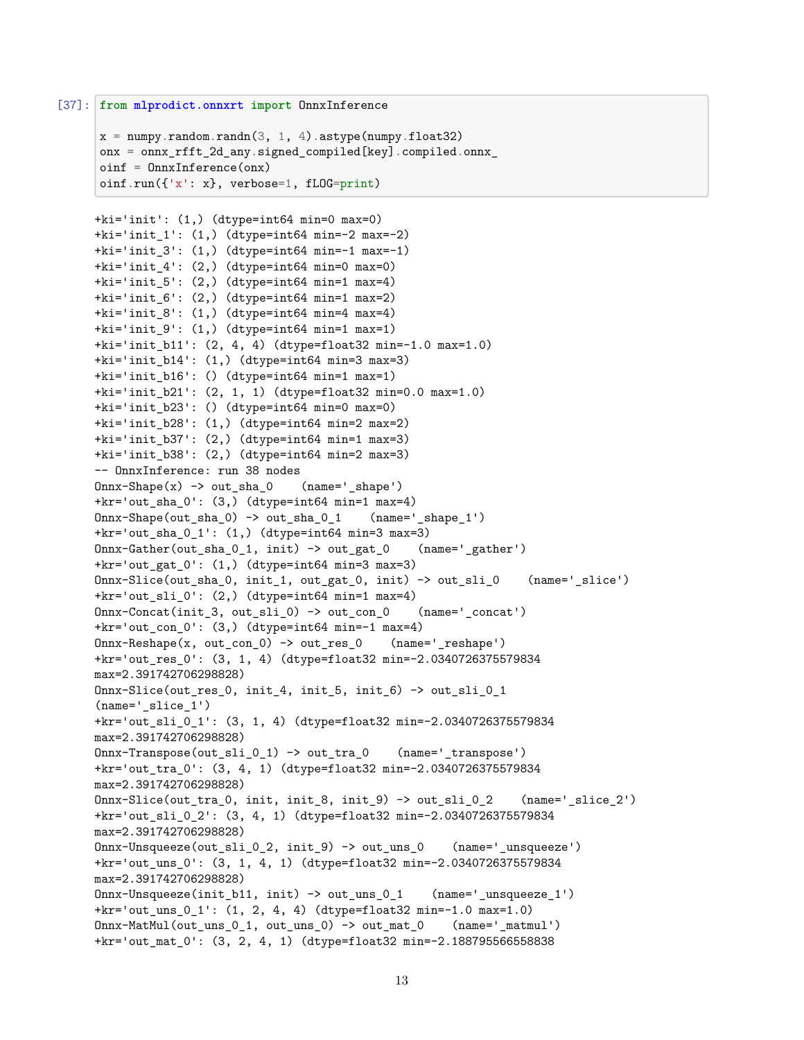[37]:

```python
from mlprodict.onnxrt import OnnxInference

x = numpy.random.randn(3, 1, 4).astype(numpy.float32)
onx = onnx_rfft_2d_any.signed_compiled[key].compiled.onnx_
oinf = OnnxInference(onx)
oinf.run({'x': x}, verbose=1, fLOG=print)
```

```
+ki='init': (1,) (dtype=int64 min=0 max=0)
+ki='init_1': (1,) (dtype=int64 min=-2 max=-2)
+ki='init_3': (1,) (dtype=int64 min=-1 max=-1)
+ki='init_4': (2,) (dtype=int64 min=0 max=0)
+ki='init_5': (2,) (dtype=int64 min=1 max=4)
+ki='init_6': (2,) (dtype=int64 min=1 max=2)
+ki='init_8': (1,) (dtype=int64 min=4 max=4)
+ki='init_9': (1,) (dtype=int64 min=1 max=1)
+ki='init_b11': (2, 4, 4) (dtype=float32 min=-1.0 max=1.0)
+ki='init_b14': (1,) (dtype=int64 min=3 max=3)
+ki='init_b16': () (dtype=int64 min=1 max=1)
+ki='init_b21': (2, 1, 1) (dtype=float32 min=0.0 max=1.0)
+ki='init_b23': () (dtype=int64 min=0 max=0)
+ki='init_b28': (1,) (dtype=int64 min=2 max=2)
+ki='init_b37': (2,) (dtype=int64 min=1 max=3)
+ki='init_b38': (2,) (dtype=int64 min=2 max=3)
-- OnnxInference: run 38 nodes
Onnx-Shape(x) -> out_sha_0    (name='_shape')
+kr='out_sha_0': (3,) (dtype=int64 min=1 max=4)
Onnx-Shape(out_sha_0) -> out_sha_0_1    (name='_shape_1')
+kr='out_sha_0_1': (1,) (dtype=int64 min=3 max=3)
Onnx-Gather(out_sha_0_1, init) -> out_gat_0    (name='_gather')
+kr='out_gat_0': (1,) (dtype=int64 min=3 max=3)
Onnx-Slice(out_sha_0, init_1, out_gat_0, init) -> out_sli_0    (name='_slice')
+kr='out_sli_0': (2,) (dtype=int64 min=1 max=4)
Onnx-Concat(init_3, out_sli_0) -> out_con_0    (name='_concat')
+kr='out_con_0': (3,) (dtype=int64 min=-1 max=4)
Onnx-Reshape(x, out_con_0) -> out_res_0    (name='_reshape')
+kr='out_res_0': (3, 1, 4) (dtype=float32 min=-2.0340726375579834
max=2.391742706298828)
Onnx-Slice(out_res_0, init_4, init_5, init_6) -> out_sli_0_1
(name='_slice_1')
+kr='out_sli_0_1': (3, 1, 4) (dtype=float32 min=-2.0340726375579834
max=2.391742706298828)
Onnx-Transpose(out_sli_0_1) -> out_tra_0    (name='_transpose')
+kr='out_tra_0': (3, 4, 1) (dtype=float32 min=-2.0340726375579834
max=2.391742706298828)
Onnx-Slice(out_tra_0, init, init_8, init_9) -> out_sli_0_2    (name='_slice_2')
+kr='out_sli_0_2': (3, 4, 1) (dtype=float32 min=-2.0340726375579834
max=2.391742706298828)
Onnx-Unsqueeze(out_sli_0_2, init_9) -> out_uns_0    (name='_unsqueeze')
+kr='out_uns_0': (3, 1, 4, 1) (dtype=float32 min=-2.0340726375579834
max=2.391742706298828)
Onnx-Unsqueeze(init_b11, init) -> out_uns_0_1    (name='_unsqueeze_1')
+kr='out_uns_0_1': (1, 2, 4, 4) (dtype=float32 min=-1.0 max=1.0)
Onnx-MatMul(out_uns_0_1, out_uns_0) -> out_mat_0    (name='_matmul')
+kr='out_mat_0': (3, 2, 4, 1) (dtype=float32 min=-2.188795566558838
```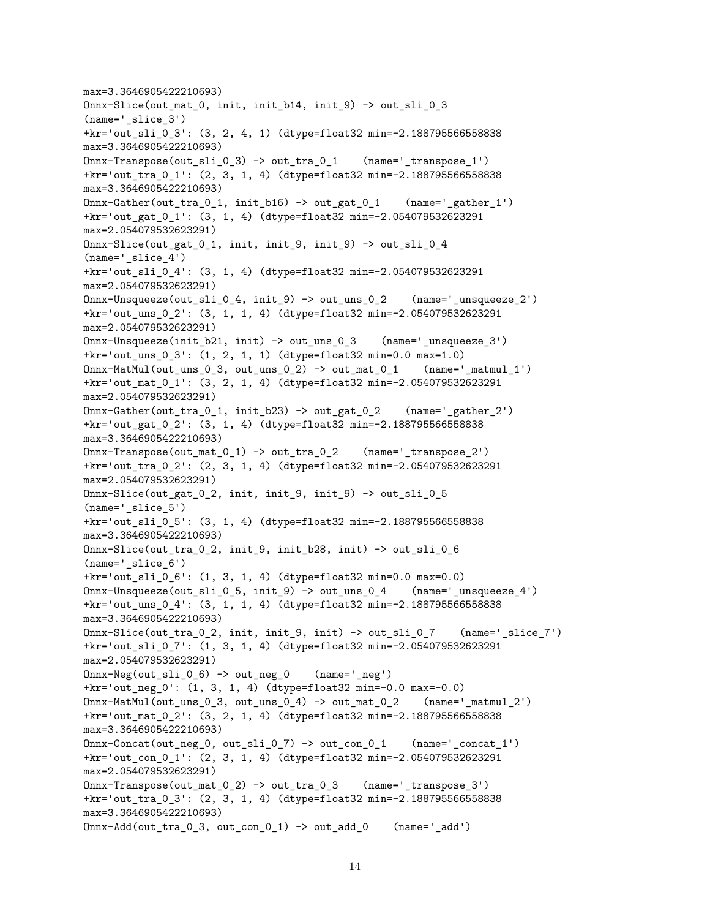```
max=3.3646905422210693)
Onnx-Slice(out_mat_0, init, init_b14, init_9) -> out_sli_0_3
(name='_slice_3')
+kr='out_sli_0_3': (3, 2, 4, 1) (dtype=float32 min=-2.188795566558838
max=3.3646905422210693)
Onnx-Transpose(out_sli_0_3) -> out_tra_0_1    (name='_transpose_1')
+kr='out_tra_0_1': (2, 3, 1, 4) (dtype=float32 min=-2.188795566558838
max=3.3646905422210693)
Onnx-Gather(out_tra_0_1, init_b16) -> out_gat_0_1    (name='_gather_1')
+kr='out_gat_0_1': (3, 1, 4) (dtype=float32 min=-2.054079532623291
max=2.054079532623291)
Onnx-Slice(out_gat_0_1, init, init_9, init_9) -> out_sli_0_4
(name='_slice_4')
+kr='out_sli_0_4': (3, 1, 4) (dtype=float32 min=-2.054079532623291
max=2.054079532623291)
Onnx-Unsqueeze(out_sli_0_4, init_9) -> out_uns_0_2    (name='_unsqueeze_2')
+kr='out_uns_0_2': (3, 1, 1, 4) (dtype=float32 min=-2.054079532623291
max=2.054079532623291)
Onnx-Unsqueeze(init_b21, init) -> out_uns_0_3    (name='_unsqueeze_3')
+kr='out_uns_0_3': (1, 2, 1, 1) (dtype=float32 min=0.0 max=1.0)
Onnx-MatMul(out_uns_0_3, out_uns_0_2) -> out_mat_0_1    (name='_matmul_1')
+kr='out_mat_0_1': (3, 2, 1, 4) (dtype=float32 min=-2.054079532623291
max=2.054079532623291)
Onnx-Gather(out_tra_0_1, init_b23) -> out_gat_0_2    (name='_gather_2')
+kr='out_gat_0_2': (3, 1, 4) (dtype=float32 min=-2.188795566558838
max=3.3646905422210693)
Onnx-Transpose(out_mat_0_1) -> out_tra_0_2    (name='_transpose_2')
+kr='out_tra_0_2': (2, 3, 1, 4) (dtype=float32 min=-2.054079532623291
max=2.054079532623291)
Onnx-Slice(out_gat_0_2, init, init_9, init_9) -> out_sli_0_5
(name='_slice_5')
+kr='out_sli_0_5': (3, 1, 4) (dtype=float32 min=-2.188795566558838
max=3.3646905422210693)
Onnx-Slice(out_tra_0_2, init_9, init_b28, init) -> out_sli_0_6
(name='_slice_6')
+kr='out_sli_0_6': (1, 3, 1, 4) (dtype=float32 min=0.0 max=0.0)
Onnx-Unsqueeze(out_sli_0_5, init_9) -> out_uns_0_4    (name='_unsqueeze_4')
+kr='out_uns_0_4': (3, 1, 1, 4) (dtype=float32 min=-2.188795566558838
max=3.3646905422210693)
Onnx-Slice(out_tra_0_2, init, init_9, init) -> out_sli_0_7    (name='_slice_7')
+kr='out_sli_0_7': (1, 3, 1, 4) (dtype=float32 min=-2.054079532623291
max=2.054079532623291)
Onnx-Neg(out_sli_0_6) -> out_neg_0    (name='_neg')
+kr='out_neg_0': (1, 3, 1, 4) (dtype=float32 min=-0.0 max=-0.0)
Onnx-MatMul(out_uns_0_3, out_uns_0_4) -> out_mat_0_2    (name='_matmul_2')
+kr='out_mat_0_2': (3, 2, 1, 4) (dtype=float32 min=-2.188795566558838
max=3.3646905422210693)
Onnx-Concat(out_neg_0, out_sli_0_7) -> out_con_0_1    (name='_concat_1')
+kr='out_con_0_1': (2, 3, 1, 4) (dtype=float32 min=-2.054079532623291
max=2.054079532623291)
Onnx-Transpose(out_mat_0_2) -> out_tra_0_3    (name='_transpose_3')
+kr='out_tra_0_3': (2, 3, 1, 4) (dtype=float32 min=-2.188795566558838
max=3.3646905422210693)
Onnx-Add(out_tra_0_3, out_con_0_1) -> out_add_0    (name='_add')
```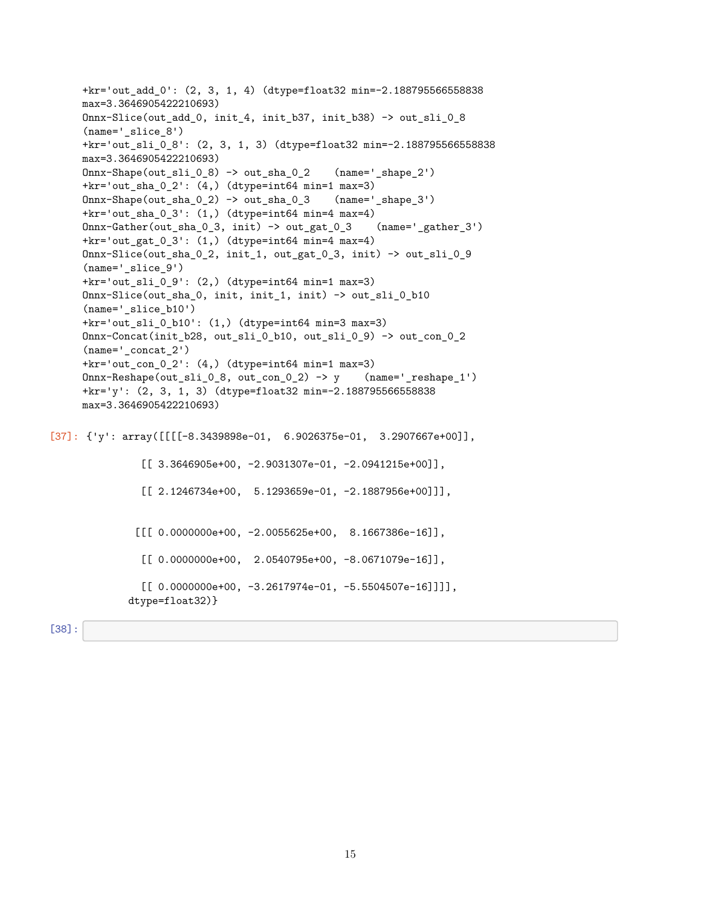```
+kr='out_add_0': (2, 3, 1, 4) (dtype=float32 min=-2.188795566558838
max=3.3646905422210693)
Onnx-Slice(out_add_0, init_4, init_b37, init_b38) -> out_sli_0_8
(name='_slice_8')
+kr='out_sli_0_8': (2, 3, 1, 3) (dtype=float32 min=-2.188795566558838
max=3.3646905422210693)
Onnx-Shape(out_sli_0_8) -> out_sha_0_2    (name='_shape_2')
+kr='out_sha_0_2': (4,) (dtype=int64 min=1 max=3)
Onnx-Shape(out_sha_0_2) -> out_sha_0_3    (name='_shape_3')
+kr='out_sha_0_3': (1,) (dtype=int64 min=4 max=4)
Onnx-Gather(out_sha_0_3, init) -> out_gat_0_3    (name='_gather_3')
+kr='out_gat_0_3': (1,) (dtype=int64 min=4 max=4)
Onnx-Slice(out_sha_0_2, init_1, out_gat_0_3, init) -> out_sli_0_9
(name='_slice_9')
+kr='out_sli_0_9': (2,) (dtype=int64 min=1 max=3)
Onnx-Slice(out_sha_0, init, init_1, init) -> out_sli_0_b10
(name='_slice_b10')
+kr='out_sli_0_b10': (1,) (dtype=int64 min=3 max=3)
Onnx-Concat(init_b28, out_sli_0_b10, out_sli_0_9) -> out_con_0_2
(name='_concat_2')
+kr='out_con_0_2': (4,) (dtype=int64 min=1 max=3)
Onnx-Reshape(out_sli_0_8, out_con_0_2) -> y    (name='_reshape_1')
+kr='y': (2, 3, 1, 3) (dtype=float32 min=-2.188795566558838
max=3.3646905422210693)
```

[37]:

```
{'y': array([[[[-8.3439898e-01,  6.9026375e-01,  3.2907667e+00]],

         [[ 3.3646905e+00, -2.9031307e-01, -2.0941215e+00]],

         [[ 2.1246734e+00,  5.1293659e-01, -2.1887956e+00]]],


        [[[ 0.0000000e+00, -2.0055625e+00,  8.1667386e-16]],

         [[ 0.0000000e+00,  2.0540795e+00, -8.0671079e-16]],

         [[ 0.0000000e+00, -3.2617974e-01, -5.5504507e-16]]]],
       dtype=float32)}
```

[38]: